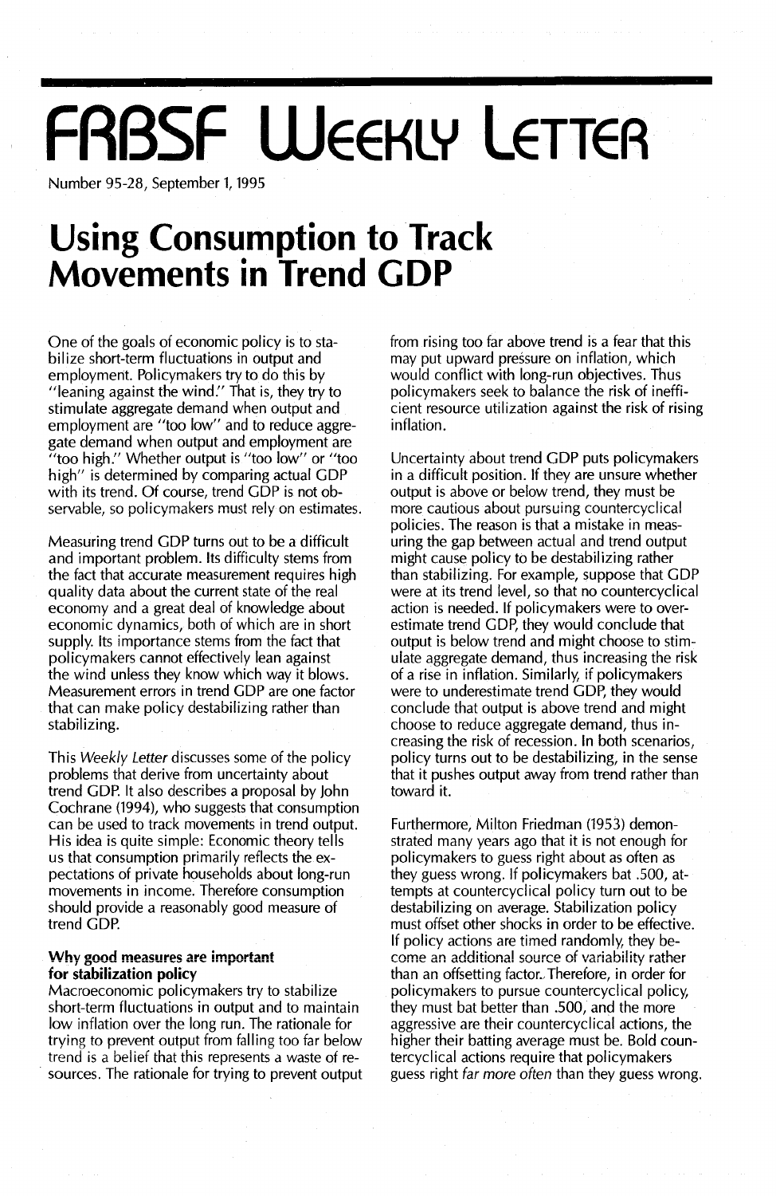# FRBSF Weekly Letter

Number 95-28, September 1, 1995

# Using Consumption to Track Movements in Trend GDP

One of the goals of economic policy is to stabilize short-term fluctuations in output and employment. Policymakers try to do this by "leaning against the wind." That is, they try to stimulate aggregate demand when output and employment are "too low" and to reduce aggregate demand when output and employment are "too high." Whether output is "too low" or "too high" is determined by comparing actual GDP with its trend. Of course, trend GDP is not observable, so policymakers must rely on estimates.

Measuring trend GDP turns out to be a difficult and important problem. Its difficulty stems from the fact that accurate measurement requires high quality data about the current state of the real economy and a great deal of knowledge about economic dynamics, both of which are in short supply. Its importance stems from the fact that policymakers cannot effectively lean against the wind unless they know which way it blows. Measurement errors in trend GDP are one factor that can make policy destabilizing rather than stabilizing.

This *Weekly Letter* discusses some of the policy problems that derive from uncertainty about trend GDP. It also describes a proposal by John Cochrane (1994), who suggests that consumption can be used to track movements in trend output. His idea is quite simple: Economic theory tells us that consumption primarily reflects the expectations of private households about long-run movements in income. Therefore consumption should provide a reasonably good measure of trend GDP.

**Why good measures are important for stabilization policy**

Macroeconomic policymakers try to stabilize short-term fluctuations in output and to maintain low inflation over the long run. The rationale for trying to prevent output from falling too far below trend is a belief that this represents a waste of resources. The rationale for trying to prevent output from rising too far above trend is a fear that this may put upward pressure on inflation, which would conflict with long-run objectives. Thus policymakers seek to balance the risk of inefficient resource utilization against the risk of rising inflation.

Uncertainty about trend GDP puts policymakers in a difficult position. If they are unsure whether output is above or below trend, they must be more cautious about pursuing countercyclical policies. The reason is that a mistake in measuring the gap between actual and trend output might cause policy to be destabilizing rather than stabilizing. For example, suppose that GDP were at its trend level, so that no countercyclical action is needed. If policymakers were to overestimate trend GDP, they would conclude that output is below trend and might choose to stimulate aggregate demand, thus increasing the risk of a rise in inflation. Similarly, if policymakers were to underestimate trend GDP, they would conclude that output is above trend and might choose to reduce aggregate demand, thus increasing the risk of recession. In both scenarios, policy turns out to be destabilizing, in the sense that it pushes output away from trend rather than toward it.

Furthermore, Milton Friedman (1953) demonstrated many years ago that it is not enough for policymakers to guess right about as often as they guess wrong. If policymakers bat .500, attempts at countercyclical policy turn out to be destabilizing on average. Stabilization policy must offset other shocks in order to be effective. If policy actions are timed randomly, they become an additional source of variability rather than an offsetting factor. Therefore, in order for policymakers to pursue countercyclical policy, they must bat better than .500, and the more aggressive are their countercyclical actions, the higher their batting average must be. Bold countercyclical actions require that policymakers guess right *far more often* than they guess wrong.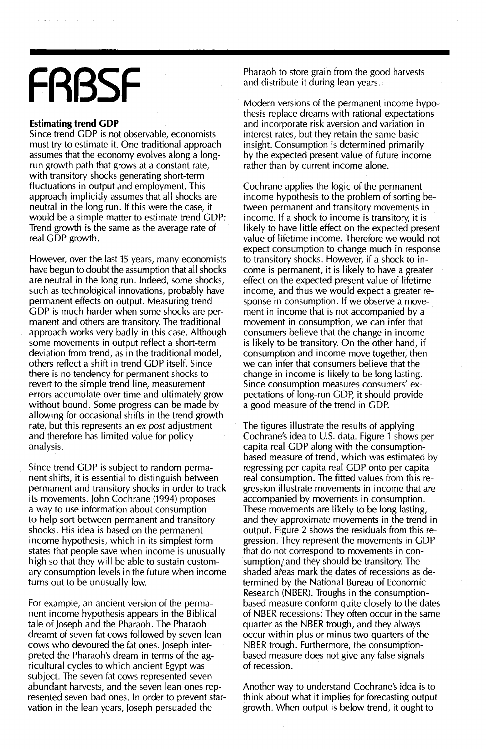## Estimating trend GDP

Since trend GDP is not observable, economists must try to estimate it. One traditional approach assumes that the economy evolves along a long-run growth path that grows at a constant rate, with transitory shocks generating short-term fluctuations in output and employment. This approach implicitly assumes that all shocks are neutral in the long run. If this were the case, it would be a simple matter to estimate trend GDP: Trend growth is the same as the average rate of real GDP growth.

However, over the last 15 years, many economists have begun to doubt the assumption that all shocks are neutral in the long run. Indeed, some shocks, such as technological innovations, probably have permanent effects on output. Measuring trend GDP is much harder when some shocks are permanent and others are transitory. The traditional approach works very badly in this case. Although some movements in output reflect a short-term deviation from trend, as in the traditional model, others reflect a shift in trend GDP itself. Since there is no tendency for permanent shocks to revert to the simple trend line, measurement errors accumulate over time and ultimately grow without bound. Some progress can be made by allowing for occasional shifts in the trend growth rate, but this represents an *ex post* adjustment and therefore has limited value for policy analysis.

Since trend GDP is subject to random permanent shifts, it is essential to distinguish between permanent and transitory shocks in order to track its movements. John Cochrane (1994) proposes a way to use information about consumption to help sort between permanent and transitory shocks. His idea is based on the permanent income hypothesis, which in its simplest form states that people save when income is unusually high so that they will be able to sustain customary consumption levels in the future when income turns out to be unusually low.

For example, an ancient version of the permanent income hypothesis appears in the Biblical tale of Joseph and the Pharaoh. The Pharaoh dreamt of seven fat cows followed by seven lean cows who devoured the fat ones. Joseph interpreted the Pharaoh's dream in terms of the agricultural cycles to which ancient Egypt was subject. The seven fat cows represented seven abundant harvests, and the seven lean ones represented seven bad ones. In order to prevent starvation in the lean years, Joseph persuaded the Pharaoh to store grain from the good harvests and distribute it during lean years.

Modern versions of the permanent income hypothesis replace dreams with rational expectations and incorporate risk aversion and variation in interest rates, but they retain the same basic insight. Consumption is determined primarily by the expected present value of future income rather than by current income alone.

Cochrane applies the logic of the permanent income hypothesis to the problem of sorting between permanent and transitory movements in income. If a shock to income is transitory, it is likely to have little effect on the expected present value of lifetime income. Therefore we would not expect consumption to change much in response to transitory shocks. However, if a shock to income is permanent, it is likely to have a greater effect on the expected present value of lifetime income, and thus we would expect a greater response in consumption. If we observe a movement in income that is not accompanied by a movement in consumption, we can infer that consumers believe that the change in income is likely to be transitory. On the other hand, if consumption and income move together, then we can infer that consumers believe that the change in income is likely to be long lasting. Since consumption measures consumers' expectations of long-run GDP, it should provide a good measure of the trend in GDP.

The figures illustrate the results of applying Cochrane's idea to U.S. data. Figure 1 shows per capita real GDP along with the consumption-based measure of trend, which was estimated by regressing per capita real GDP onto per capita real consumption. The fitted values from this regression illustrate movements in income that are accompanied by movements in consumption. These movements are likely to be long lasting, and they approximate movements in the trend in output. Figure 2 shows the residuals from this regression. They represent the movements in GDP that do not correspond to movements in consumption, and they should be transitory. The shaded areas mark the dates of recessions as determined by the National Bureau of Economic Research (NBER). Troughs in the consumption-based measure conform quite closely to the dates of NBER recessions: They often occur in the same quarter as the NBER trough, and they always occur within plus or minus two quarters of the NBER trough. Furthermore, the consumption-based measure does not give any false signals of recession.

Another way to understand Cochrane's idea is to think about what it implies for forecasting output growth. When output is below trend, it ought to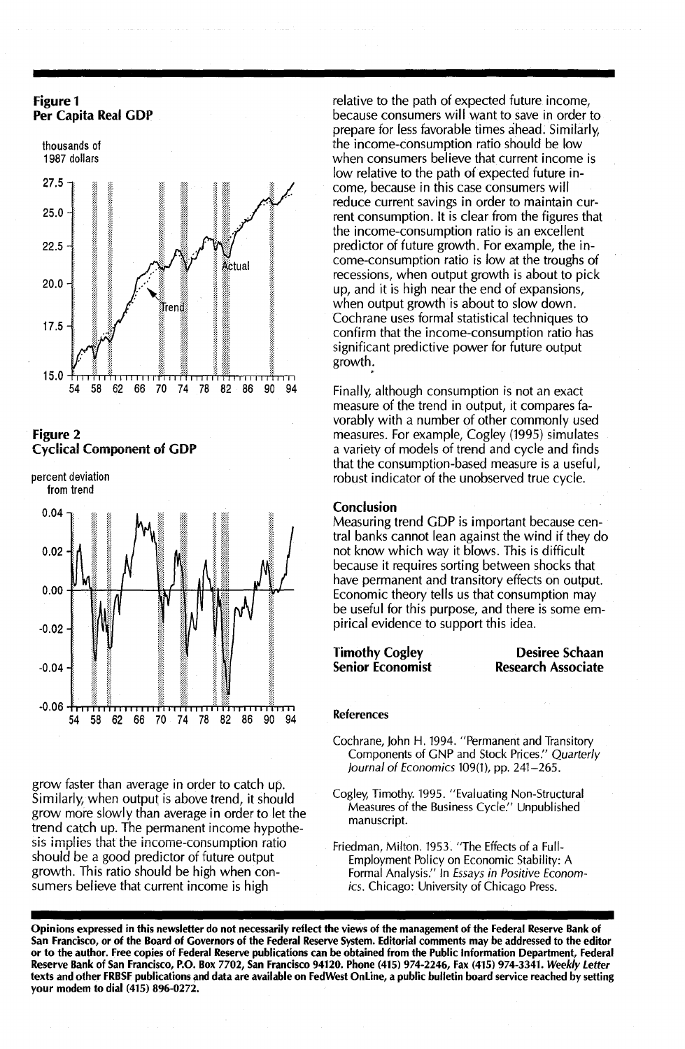**Figure 1**
**Per Capita Real GDP**

thousands of
1987 dollars

27.5
25.0
22.5
20.0
17.5
15.0

Actual
Trend

54 58 62 66 70 74 78 82 86 90 94

**Figure 2**
**Cyclical Component of GDP**

percent deviation
from trend

0.04
0.02
0.00
-0.02
-0.04
-0.06

54 58 62 66 70 74 78 82 86 90 94

grow faster than average in order to catch up. Similarly, when output is above trend, it should grow more slowly than average in order to let the trend catch up. The permanent income hypothesis implies that the income-consumption ratio should be a good predictor of future output growth. This ratio should be high when consumers believe that current income is high relative to the path of expected future income, because consumers will want to save in order to prepare for less favorable times ahead. Similarly, the income-consumption ratio should be low when consumers believe that current income is low relative to the path of expected future income, because in this case consumers will reduce current savings in order to maintain current consumption. It is clear from the figures that the income-consumption ratio is an excellent predictor of future growth. For example, the income-consumption ratio is low at the troughs of recessions, when output growth is about to pick up, and it is high near the end of expansions, when output growth is about to slow down. Cochrane uses formal statistical techniques to confirm that the income-consumption ratio has significant predictive power for future output growth.

Finally, although consumption is not an exact measure of the trend in output, it compares favorably with a number of other commonly used measures. For example, Cogley (1995) simulates a variety of models of trend and cycle and finds that the consumption-based measure is a useful, robust indicator of the unobserved true cycle.

## Conclusion

Measuring trend GDP is important because central banks cannot lean against the wind if they do not know which way it blows. This is difficult because it requires sorting between shocks that have permanent and transitory effects on output. Economic theory tells us that consumption may be useful for this purpose, and there is some empirical evidence to support this idea.

**Timothy Cogley**
**Senior Economist**

**Desiree Schaan**
**Research Associate**

### References

Cochrane, John H. 1994. "Permanent and Transitory Components of GNP and Stock Prices." *Quarterly Journal of Economics* 109(1), pp. 241–265.

Cogley, Timothy. 1995. "Evaluating Non-Structural Measures of the Business Cycle." Unpublished manuscript.

Friedman, Milton. 1953. "The Effects of a Full-Employment Policy on Economic Stability: A Formal Analysis." In *Essays in Positive Economics*. Chicago: University of Chicago Press.

**Opinions expressed in this newsletter do not necessarily reflect the views of the management of the Federal Reserve Bank of San Francisco, or of the Board of Governors of the Federal Reserve System. Editorial comments may be addressed to the editor or to the author. Free copies of Federal Reserve publications can be obtained from the Public Information Department, Federal Reserve Bank of San Francisco, P.O. Box 7702, San Francisco 94120. Phone (415) 974-2246, Fax (415) 974-3341. *Weekly Letter* texts and other FRBSF publications and data are available on FedWest OnLine, a public bulletin board service reached by setting your modem to dial (415) 896-0272.**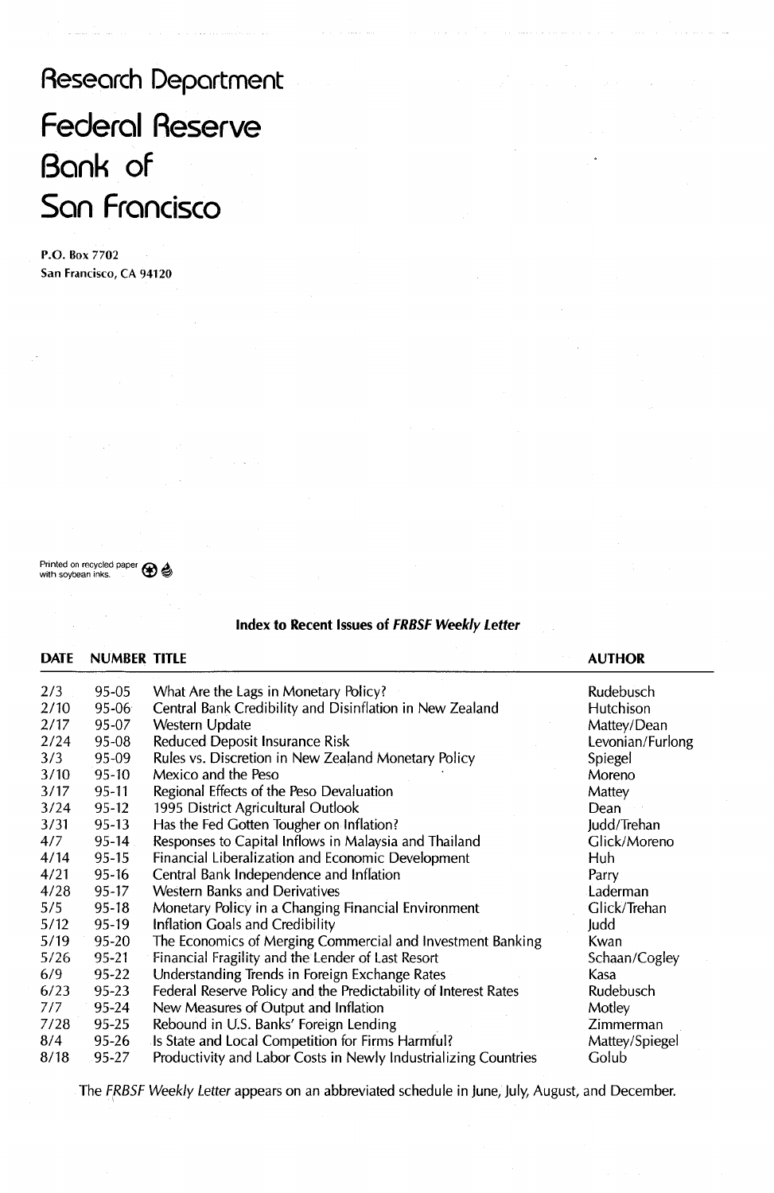# Research Department

# Federal Reserve Bank of San Francisco

P.O. Box 7702
San Francisco, CA 94120

Printed on recycled paper with soybean inks.

**Index to Recent Issues of *FRBSF Weekly Letter***

| DATE | NUMBER | TITLE | AUTHOR |
|---|---|---|---|
| 2/3 | 95-05 | What Are the Lags in Monetary Policy? | Rudebusch |
| 2/10 | 95-06 | Central Bank Credibility and Disinflation in New Zealand | Hutchison |
| 2/17 | 95-07 | Western Update | Mattey/Dean |
| 2/24 | 95-08 | Reduced Deposit Insurance Risk | Levonian/Furlong |
| 3/3 | 95-09 | Rules vs. Discretion in New Zealand Monetary Policy | Spiegel |
| 3/10 | 95-10 | Mexico and the Peso | Moreno |
| 3/17 | 95-11 | Regional Effects of the Peso Devaluation | Mattey |
| 3/24 | 95-12 | 1995 District Agricultural Outlook | Dean |
| 3/31 | 95-13 | Has the Fed Gotten Tougher on Inflation? | Judd/Trehan |
| 4/7 | 95-14 | Responses to Capital Inflows in Malaysia and Thailand | Glick/Moreno |
| 4/14 | 95-15 | Financial Liberalization and Economic Development | Huh |
| 4/21 | 95-16 | Central Bank Independence and Inflation | Parry |
| 4/28 | 95-17 | Western Banks and Derivatives | Laderman |
| 5/5 | 95-18 | Monetary Policy in a Changing Financial Environment | Glick/Trehan |
| 5/12 | 95-19 | Inflation Goals and Credibility | Judd |
| 5/19 | 95-20 | The Economics of Merging Commercial and Investment Banking | Kwan |
| 5/26 | 95-21 | Financial Fragility and the Lender of Last Resort | Schaan/Cogley |
| 6/9 | 95-22 | Understanding Trends in Foreign Exchange Rates | Kasa |
| 6/23 | 95-23 | Federal Reserve Policy and the Predictability of Interest Rates | Rudebusch |
| 7/7 | 95-24 | New Measures of Output and Inflation | Motley |
| 7/28 | 95-25 | Rebound in U.S. Banks' Foreign Lending | Zimmerman |
| 8/4 | 95-26 | Is State and Local Competition for Firms Harmful? | Mattey/Spiegel |
| 8/18 | 95-27 | Productivity and Labor Costs in Newly Industrializing Countries | Golub |

The *FRBSF Weekly Letter* appears on an abbreviated schedule in June, July, August, and December.